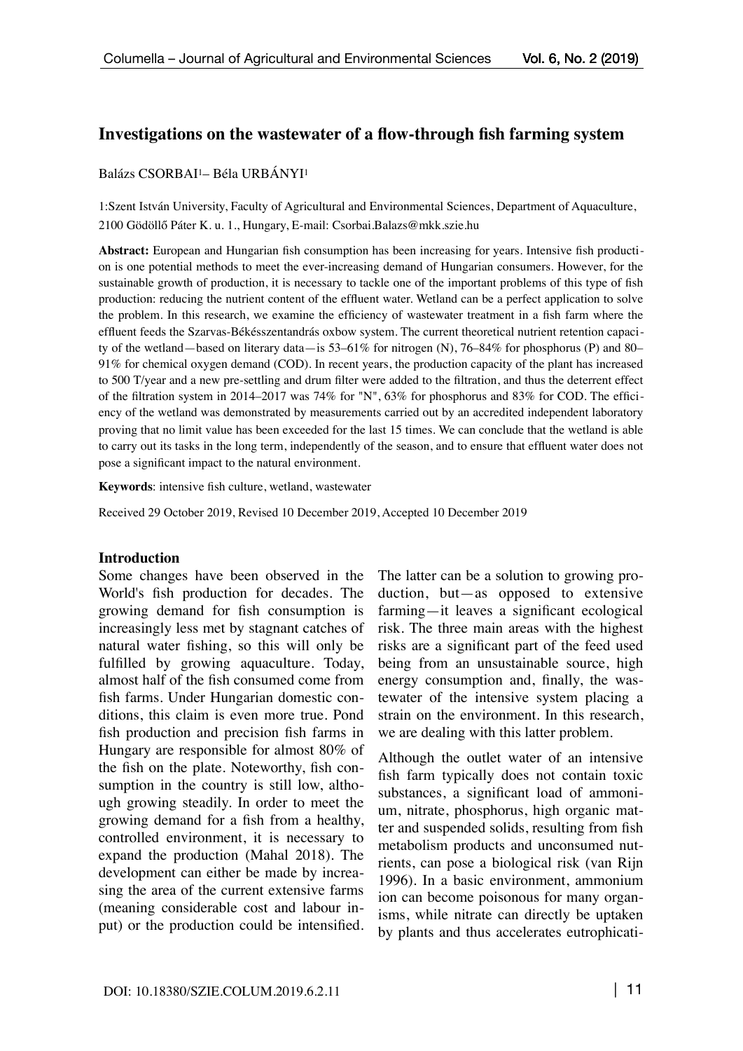# Investigations on the wastewater of a flow-through fish farming system

Balázs CSORBAI[1]– Béla URBÁNYI[1]

1:Szent István University, Faculty of Agricultural and Environmental Sciences, Department of Aquaculture, 2100 Gödöllő Páter K. u. 1., Hungary, E-mail: Csorbai.Balazs@mkk.szie.hu

**Abstract:** European and Hungarian fish consumption has been increasing for years. Intensive fish production is one potential methods to meet the ever-increasing demand of Hungarian consumers. However, for the sustainable growth of production, it is necessary to tackle one of the important problems of this type of fish production: reducing the nutrient content of the effluent water. Wetland can be a perfect application to solve the problem. In this research, we examine the efficiency of wastewater treatment in a fish farm where the effluent feeds the Szarvas-Békésszentandrás oxbow system. The current theoretical nutrient retention capacity of the wetland—based on literary data—is 53–61% for nitrogen (N), 76–84% for phosphorus (P) and 80–91% for chemical oxygen demand (COD). In recent years, the production capacity of the plant has increased to 500 T/year and a new pre-settling and drum filter were added to the filtration, and thus the deterrent effect of the filtration system in 2014–2017 was 74% for "N", 63% for phosphorus and 83% for COD. The efficiency of the wetland was demonstrated by measurements carried out by an accredited independent laboratory proving that no limit value has been exceeded for the last 15 times. We can conclude that the wetland is able to carry out its tasks in the long term, independently of the season, and to ensure that effluent water does not pose a significant impact to the natural environment.

**Keywords**: intensive fish culture, wetland, wastewater

Received 29 October 2019, Revised 10 December 2019, Accepted 10 December 2019

## Introduction

Some changes have been observed in the World's fish production for decades. The growing demand for fish consumption is increasingly less met by stagnant catches of natural water fishing, so this will only be fulfilled by growing aquaculture. Today, almost half of the fish consumed come from fish farms. Under Hungarian domestic conditions, this claim is even more true. Pond fish production and precision fish farms in Hungary are responsible for almost 80% of the fish on the plate. Noteworthy, fish consumption in the country is still low, although growing steadily. In order to meet the growing demand for a fish from a healthy, controlled environment, it is necessary to expand the production (Mahal 2018). The development can either be made by increasing the area of the current extensive farms (meaning considerable cost and labour input) or the production could be intensified. The latter can be a solution to growing production, but—as opposed to extensive farming—it leaves a significant ecological risk. The three main areas with the highest risks are a significant part of the feed used being from an unsustainable source, high energy consumption and, finally, the wastewater of the intensive system placing a strain on the environment. In this research, we are dealing with this latter problem.

Although the outlet water of an intensive fish farm typically does not contain toxic substances, a significant load of ammonium, nitrate, phosphorus, high organic matter and suspended solids, resulting from fish metabolism products and unconsumed nutrients, can pose a biological risk (van Rijn 1996). In a basic environment, ammonium ion can become poisonous for many organisms, while nitrate can directly be uptaken by plants and thus accelerates eutrophicati-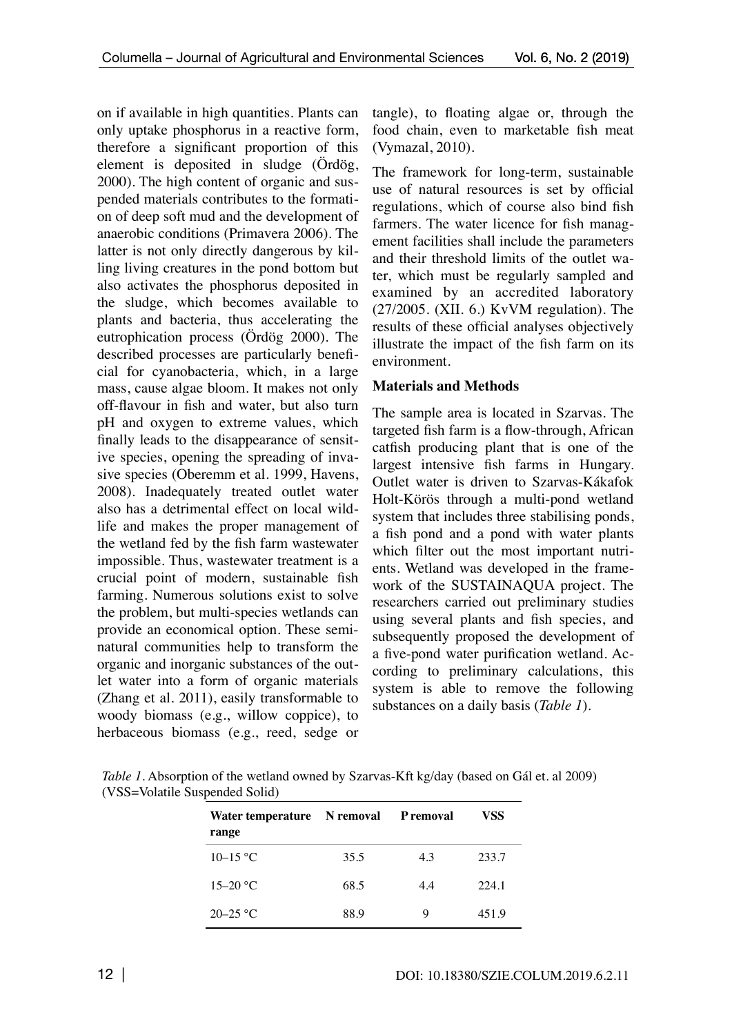on if available in high quantities. Plants can only uptake phosphorus in a reactive form, therefore a significant proportion of this element is deposited in sludge (Ördög, 2000). The high content of organic and suspended materials contributes to the formation of deep soft mud and the development of anaerobic conditions (Primavera 2006). The latter is not only directly dangerous by killing living creatures in the pond bottom but also activates the phosphorus deposited in the sludge, which becomes available to plants and bacteria, thus accelerating the eutrophication process (Ördög 2000). The described processes are particularly beneficial for cyanobacteria, which, in a large mass, cause algae bloom. It makes not only off-flavour in fish and water, but also turn pH and oxygen to extreme values, which finally leads to the disappearance of sensitive species, opening the spreading of invasive species (Oberemm et al. 1999, Havens, 2008). Inadequately treated outlet water also has a detrimental effect on local wildlife and makes the proper management of the wetland fed by the fish farm wastewater impossible. Thus, wastewater treatment is a crucial point of modern, sustainable fish farming. Numerous solutions exist to solve the problem, but multi-species wetlands can provide an economical option. These semi-natural communities help to transform the organic and inorganic substances of the outlet water into a form of organic materials (Zhang et al. 2011), easily transformable to woody biomass (e.g., willow coppice), to herbaceous biomass (e.g., reed, sedge or tangle), to floating algae or, through the food chain, even to marketable fish meat (Vymazal, 2010).

The framework for long-term, sustainable use of natural resources is set by official regulations, which of course also bind fish farmers. The water licence for fish management facilities shall include the parameters and their threshold limits of the outlet water, which must be regularly sampled and examined by an accredited laboratory (27/2005. (XII. 6.) KvVM regulation). The results of these official analyses objectively illustrate the impact of the fish farm on its environment.

## Materials and Methods

The sample area is located in Szarvas. The targeted fish farm is a flow-through, African catfish producing plant that is one of the largest intensive fish farms in Hungary. Outlet water is driven to Szarvas-Kákafok Holt-Körös through a multi-pond wetland system that includes three stabilising ponds, a fish pond and a pond with water plants which filter out the most important nutrients. Wetland was developed in the framework of the SUSTAINAQUA project. The researchers carried out preliminary studies using several plants and fish species, and subsequently proposed the development of a five-pond water purification wetland. According to preliminary calculations, this system is able to remove the following substances on a daily basis (*Table 1*).

*Table 1*. Absorption of the wetland owned by Szarvas-Kft kg/day (based on Gál et. al 2009) (VSS=Volatile Suspended Solid)

| Water temperature range | N removal | P removal | VSS |
|---|---|---|---|
| 10–15 °C | 35.5 | 4.3 | 233.7 |
| 15–20 °C | 68.5 | 4.4 | 224.1 |
| 20–25 °C | 88.9 | 9 | 451.9 |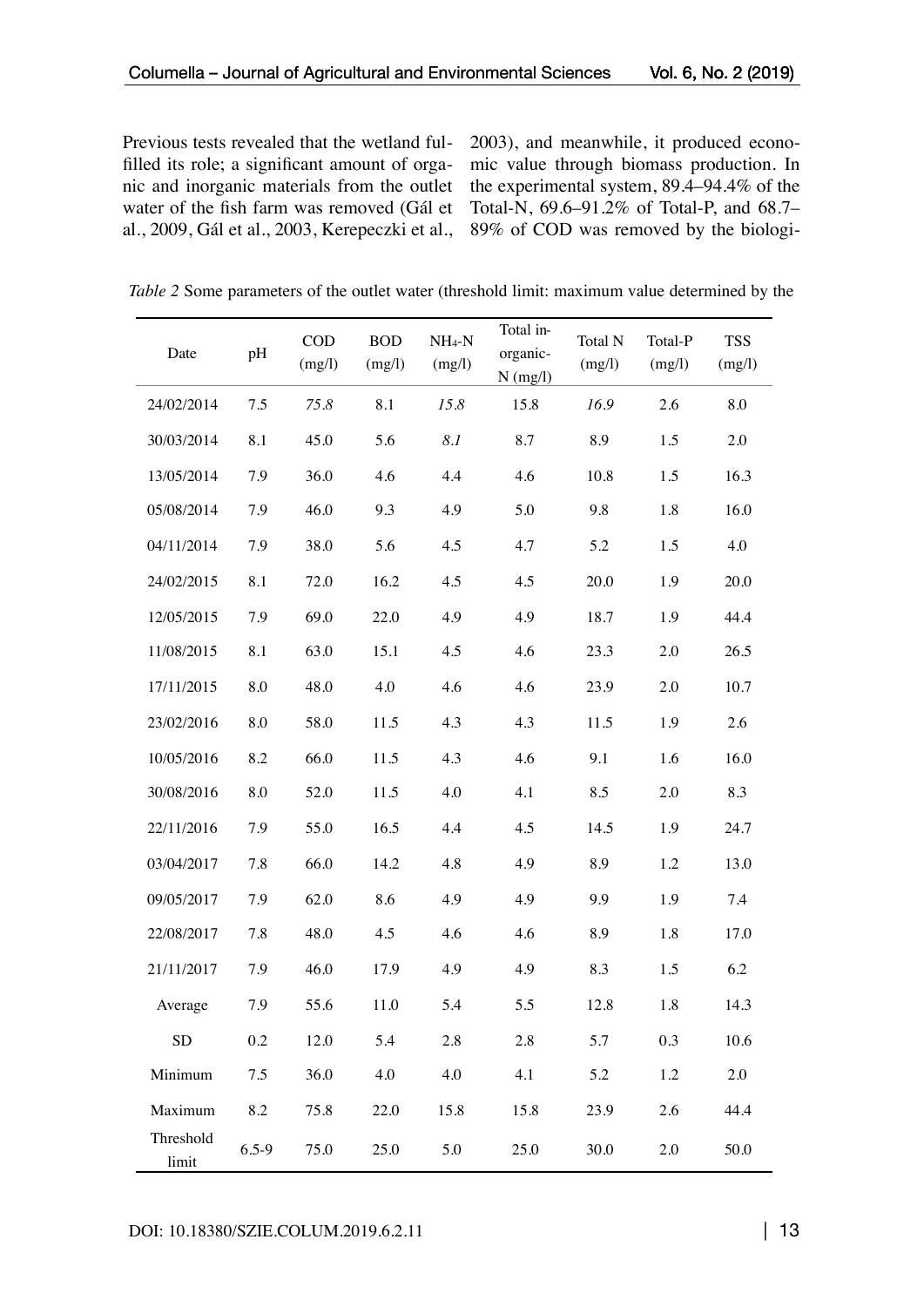Previous tests revealed that the wetland fulfilled its role; a significant amount of organic and inorganic materials from the outlet water of the fish farm was removed (Gál et al., 2009, Gál et al., 2003, Kerepeczki et al., 2003), and meanwhile, it produced economic value through biomass production. In the experimental system, 89.4–94.4% of the Total-N, 69.6–91.2% of Total-P, and 68.7–89% of COD was removed by the biologi-

*Table 2* Some parameters of the outlet water (threshold limit: maximum value determined by the

| Date | pH | COD (mg/l) | BOD (mg/l) | $NH_4$-N (mg/l) | Total inorganic-N (mg/l) | Total N (mg/l) | Total-P (mg/l) | TSS (mg/l) |
|---|---|---|---|---|---|---|---|---|
| 24/02/2014 | 7.5 | *75.8* | 8.1 | *15.8* | 15.8 | *16.9* | 2.6 | 8.0 |
| 30/03/2014 | 8.1 | 45.0 | 5.6 | *8.1* | 8.7 | 8.9 | 1.5 | 2.0 |
| 13/05/2014 | 7.9 | 36.0 | 4.6 | 4.4 | 4.6 | 10.8 | 1.5 | 16.3 |
| 05/08/2014 | 7.9 | 46.0 | 9.3 | 4.9 | 5.0 | 9.8 | 1.8 | 16.0 |
| 04/11/2014 | 7.9 | 38.0 | 5.6 | 4.5 | 4.7 | 5.2 | 1.5 | 4.0 |
| 24/02/2015 | 8.1 | 72.0 | 16.2 | 4.5 | 4.5 | 20.0 | 1.9 | 20.0 |
| 12/05/2015 | 7.9 | 69.0 | 22.0 | 4.9 | 4.9 | 18.7 | 1.9 | 44.4 |
| 11/08/2015 | 8.1 | 63.0 | 15.1 | 4.5 | 4.6 | 23.3 | 2.0 | 26.5 |
| 17/11/2015 | 8.0 | 48.0 | 4.0 | 4.6 | 4.6 | 23.9 | 2.0 | 10.7 |
| 23/02/2016 | 8.0 | 58.0 | 11.5 | 4.3 | 4.3 | 11.5 | 1.9 | 2.6 |
| 10/05/2016 | 8.2 | 66.0 | 11.5 | 4.3 | 4.6 | 9.1 | 1.6 | 16.0 |
| 30/08/2016 | 8.0 | 52.0 | 11.5 | 4.0 | 4.1 | 8.5 | 2.0 | 8.3 |
| 22/11/2016 | 7.9 | 55.0 | 16.5 | 4.4 | 4.5 | 14.5 | 1.9 | 24.7 |
| 03/04/2017 | 7.8 | 66.0 | 14.2 | 4.8 | 4.9 | 8.9 | 1.2 | 13.0 |
| 09/05/2017 | 7.9 | 62.0 | 8.6 | 4.9 | 4.9 | 9.9 | 1.9 | 7.4 |
| 22/08/2017 | 7.8 | 48.0 | 4.5 | 4.6 | 4.6 | 8.9 | 1.8 | 17.0 |
| 21/11/2017 | 7.9 | 46.0 | 17.9 | 4.9 | 4.9 | 8.3 | 1.5 | 6.2 |
| Average | 7.9 | 55.6 | 11.0 | 5.4 | 5.5 | 12.8 | 1.8 | 14.3 |
| SD | 0.2 | 12.0 | 5.4 | 2.8 | 2.8 | 5.7 | 0.3 | 10.6 |
| Minimum | 7.5 | 36.0 | 4.0 | 4.0 | 4.1 | 5.2 | 1.2 | 2.0 |
| Maximum | 8.2 | 75.8 | 22.0 | 15.8 | 15.8 | 23.9 | 2.6 | 44.4 |
| Threshold limit | 6.5-9 | 75.0 | 25.0 | 5.0 | 25.0 | 30.0 | 2.0 | 50.0 |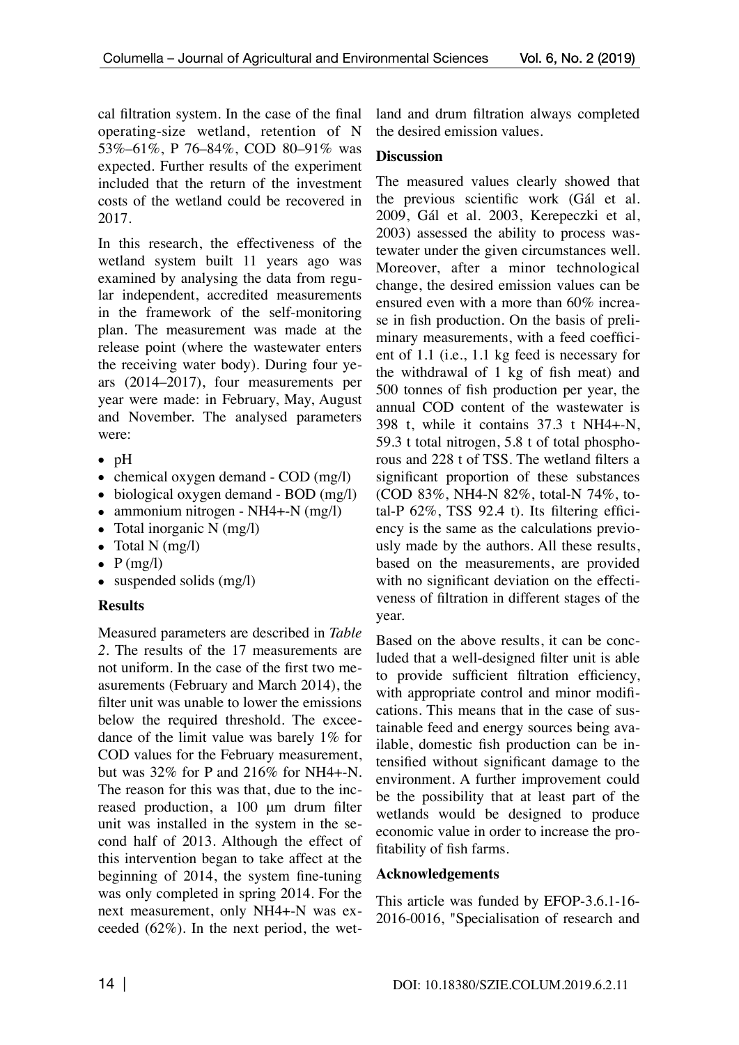cal filtration system. In the case of the final operating-size wetland, retention of N 53%–61%, P 76–84%, COD 80–91% was expected. Further results of the experiment included that the return of the investment costs of the wetland could be recovered in 2017.

In this research, the effectiveness of the wetland system built 11 years ago was examined by analysing the data from regular independent, accredited measurements in the framework of the self-monitoring plan. The measurement was made at the release point (where the wastewater enters the receiving water body). During four years (2014–2017), four measurements per year were made: in February, May, August and November. The analysed parameters were:

- pH
- chemical oxygen demand - COD (mg/l)
- biological oxygen demand - BOD (mg/l)
- ammonium nitrogen - $NH_4^+$-N (mg/l)
- Total inorganic N (mg/l)
- Total N (mg/l)
- P (mg/l)
- suspended solids (mg/l)

## Results

Measured parameters are described in *Table 2*. The results of the 17 measurements are not uniform. In the case of the first two measurements (February and March 2014), the filter unit was unable to lower the emissions below the required threshold. The exceedance of the limit value was barely 1% for COD values for the February measurement, but was 32% for P and 216% for $NH_4^+$-N. The reason for this was that, due to the increased production, a 100 μm drum filter unit was installed in the system in the second half of 2013. Although the effect of this intervention began to take affect at the beginning of 2014, the system fine-tuning was only completed in spring 2014. For the next measurement, only $NH_4^+$-N was exceeded (62%). In the next period, the wetland and drum filtration always completed the desired emission values.

## Discussion

The measured values clearly showed that the previous scientific work (Gál et al. 2009, Gál et al. 2003, Kerepeczki et al, 2003) assessed the ability to process wastewater under the given circumstances well. Moreover, after a minor technological change, the desired emission values can be ensured even with a more than 60% increase in fish production. On the basis of preliminary measurements, with a feed coefficient of 1.1 (i.e., 1.1 kg feed is necessary for the withdrawal of 1 kg of fish meat) and 500 tonnes of fish production per year, the annual COD content of the wastewater is 398 t, while it contains 37.3 t $NH_4^+$-N, 59.3 t total nitrogen, 5.8 t of total phosphorous and 228 t of TSS. The wetland filters a significant proportion of these substances (COD 83%, $NH_4$-N 82%, total-N 74%, total-P 62%, TSS 92.4 t). Its filtering efficiency is the same as the calculations previously made by the authors. All these results, based on the measurements, are provided with no significant deviation on the effectiveness of filtration in different stages of the year.

Based on the above results, it can be concluded that a well-designed filter unit is able to provide sufficient filtration efficiency, with appropriate control and minor modifications. This means that in the case of sustainable feed and energy sources being available, domestic fish production can be intensified without significant damage to the environment. A further improvement could be the possibility that at least part of the wetlands would be designed to produce economic value in order to increase the profitability of fish farms.

## Acknowledgements

This article was funded by EFOP-3.6.1-16-2016-0016, "Specialisation of research and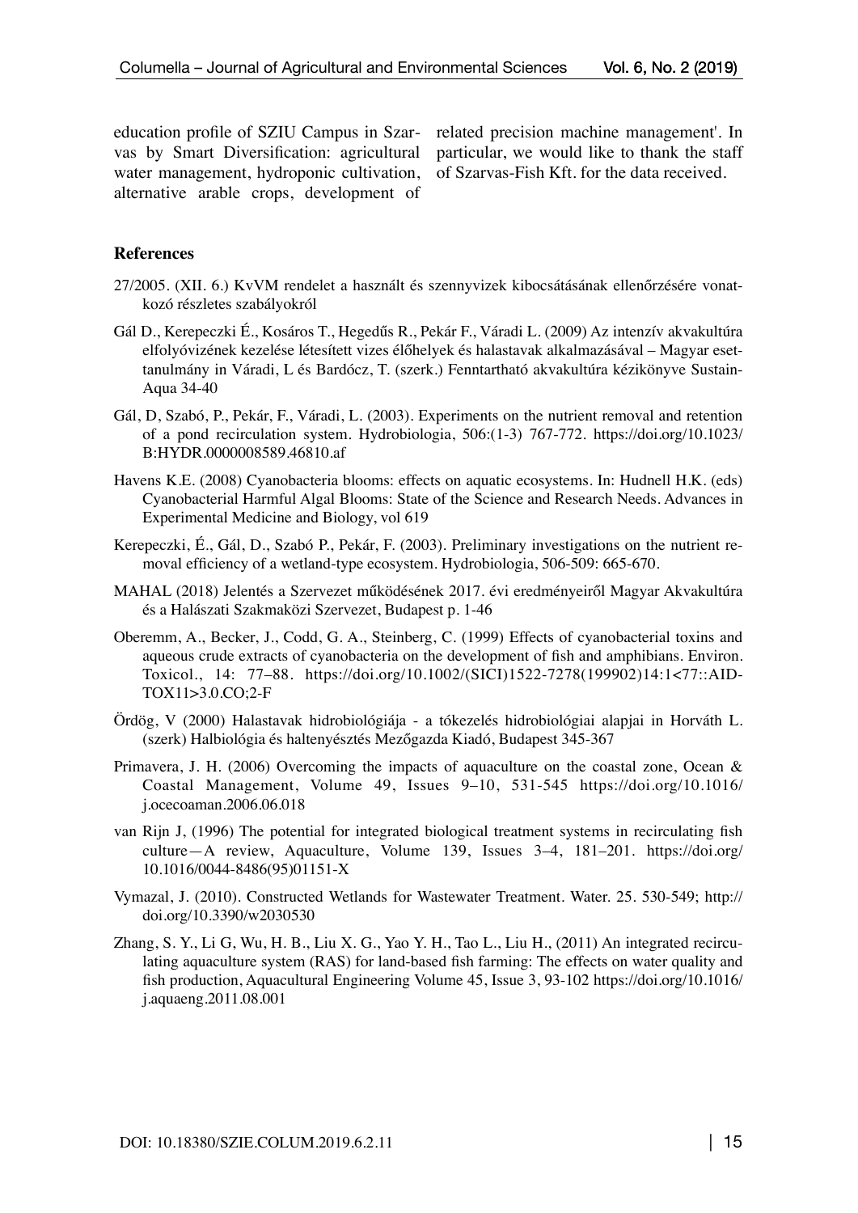education profile of SZIU Campus in Szarvas by Smart Diversification: agricultural water management, hydroponic cultivation, alternative arable crops, development of related precision machine management'. In particular, we would like to thank the staff of Szarvas-Fish Kft. for the data received.

## References

27/2005. (XII. 6.) KvVM rendelet a használt és szennyvizek kibocsátásának ellenőrzésére vonatkozó részletes szabályokról

Gál D., Kerepeczki É., Kosáros T., Hegedűs R., Pekár F., Váradi L. (2009) Az intenzív akvakultúra elfolyóvizének kezelése létesített vizes élőhelyek és halastavak alkalmazásával – Magyar esettanulmány in Váradi, L és Bardócz, T. (szerk.) Fenntartható akvakultúra kézikönyve Sustain-Aqua 34-40

Gál, D, Szabó, P., Pekár, F., Váradi, L. (2003). Experiments on the nutrient removal and retention of a pond recirculation system. Hydrobiologia, 506:(1-3) 767-772. https://doi.org/10.1023/B:HYDR.0000008589.46810.af

Havens K.E. (2008) Cyanobacteria blooms: effects on aquatic ecosystems. In: Hudnell H.K. (eds) Cyanobacterial Harmful Algal Blooms: State of the Science and Research Needs. Advances in Experimental Medicine and Biology, vol 619

Kerepeczki, É., Gál, D., Szabó P., Pekár, F. (2003). Preliminary investigations on the nutrient removal efficiency of a wetland-type ecosystem. Hydrobiologia, 506-509: 665-670.

MAHAL (2018) Jelentés a Szervezet működésének 2017. évi eredményeiről Magyar Akvakultúra és a Halászati Szakmaközi Szervezet, Budapest p. 1-46

Oberemm, A., Becker, J., Codd, G. A., Steinberg, C. (1999) Effects of cyanobacterial toxins and aqueous crude extracts of cyanobacteria on the development of fish and amphibians. Environ. Toxicol., 14: 77–88. https://doi.org/10.1002/(SICI)1522-7278(199902)14:1<77::AID-TOX11>3.0.CO;2-F

Ördög, V (2000) Halastavak hidrobiológiája - a tókezelés hidrobiológiai alapjai in Horváth L. (szerk) Halbiológia és haltenyésztés Mezőgazda Kiadó, Budapest 345-367

Primavera, J. H. (2006) Overcoming the impacts of aquaculture on the coastal zone, Ocean & Coastal Management, Volume 49, Issues 9–10, 531-545 https://doi.org/10.1016/j.ocecoaman.2006.06.018

van Rijn J, (1996) The potential for integrated biological treatment systems in recirculating fish culture—A review, Aquaculture, Volume 139, Issues 3–4, 181–201. https://doi.org/10.1016/0044-8486(95)01151-X

Vymazal, J. (2010). Constructed Wetlands for Wastewater Treatment. Water. 25. 530-549; http://doi.org/10.3390/w2030530

Zhang, S. Y., Li G, Wu, H. B., Liu X. G., Yao Y. H., Tao L., Liu H., (2011) An integrated recirculating aquaculture system (RAS) for land-based fish farming: The effects on water quality and fish production, Aquacultural Engineering Volume 45, Issue 3, 93-102 https://doi.org/10.1016/j.aquaeng.2011.08.001